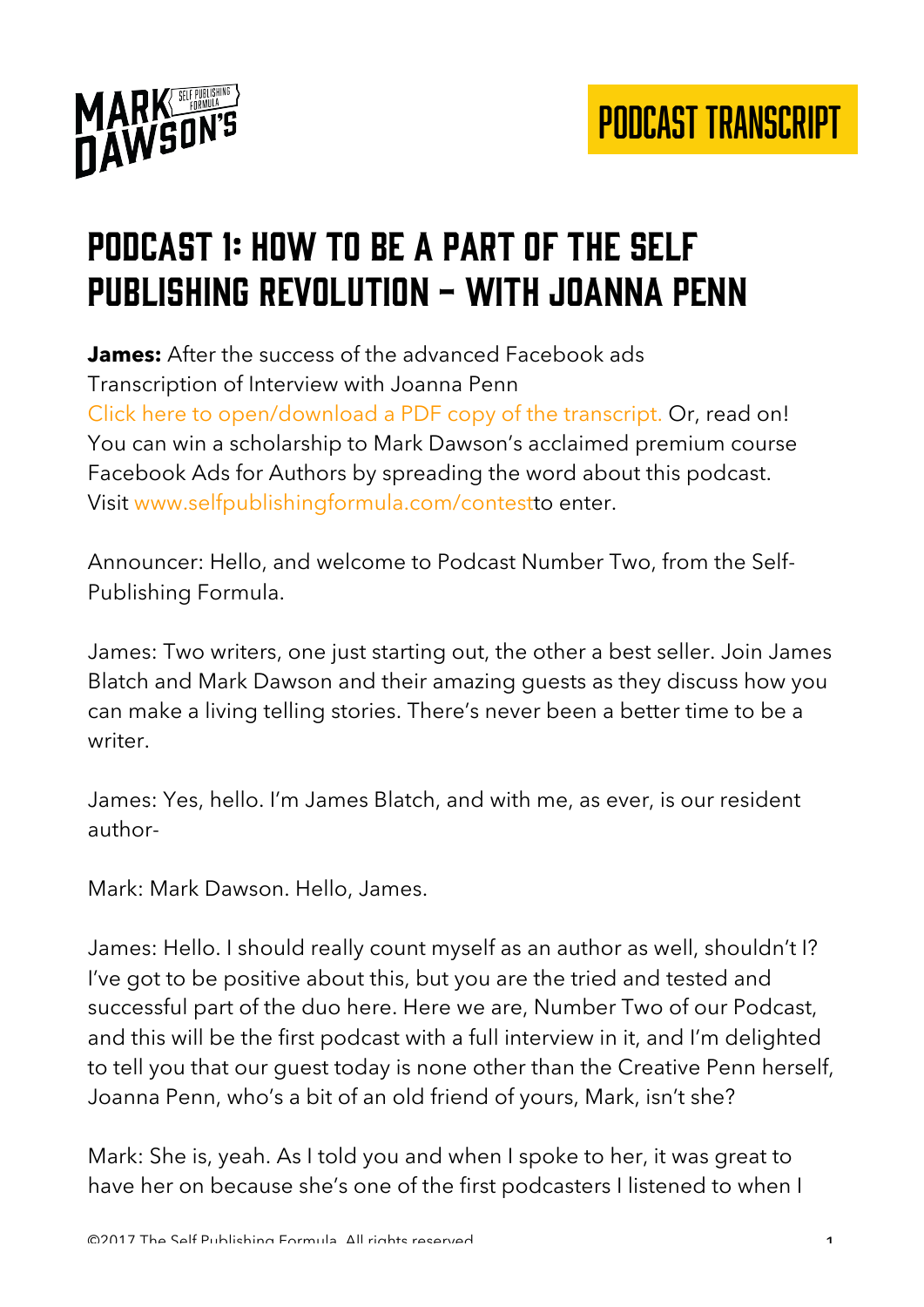# Podcast 1: How to be a part of the self publishing revolution – with Joanna Penn

**James:** After the success of the advanced Facebook ads
Transcription of Interview with Joanna Penn
Click here to open/download a PDF copy of the transcript. Or, read on!
You can win a scholarship to Mark Dawson's acclaimed premium course Facebook Ads for Authors by spreading the word about this podcast. Visit www.selfpublishingformula.com/contestto enter.

Announcer: Hello, and welcome to Podcast Number Two, from the Self-Publishing Formula.

James: Two writers, one just starting out, the other a best seller. Join James Blatch and Mark Dawson and their amazing guests as they discuss how you can make a living telling stories. There's never been a better time to be a writer.

James: Yes, hello. I'm James Blatch, and with me, as ever, is our resident author-

Mark: Mark Dawson. Hello, James.

James: Hello. I should really count myself as an author as well, shouldn't I? I've got to be positive about this, but you are the tried and tested and successful part of the duo here. Here we are, Number Two of our Podcast, and this will be the first podcast with a full interview in it, and I'm delighted to tell you that our guest today is none other than the Creative Penn herself, Joanna Penn, who's a bit of an old friend of yours, Mark, isn't she?

Mark: She is, yeah. As I told you and when I spoke to her, it was great to have her on because she's one of the first podcasters I listened to when I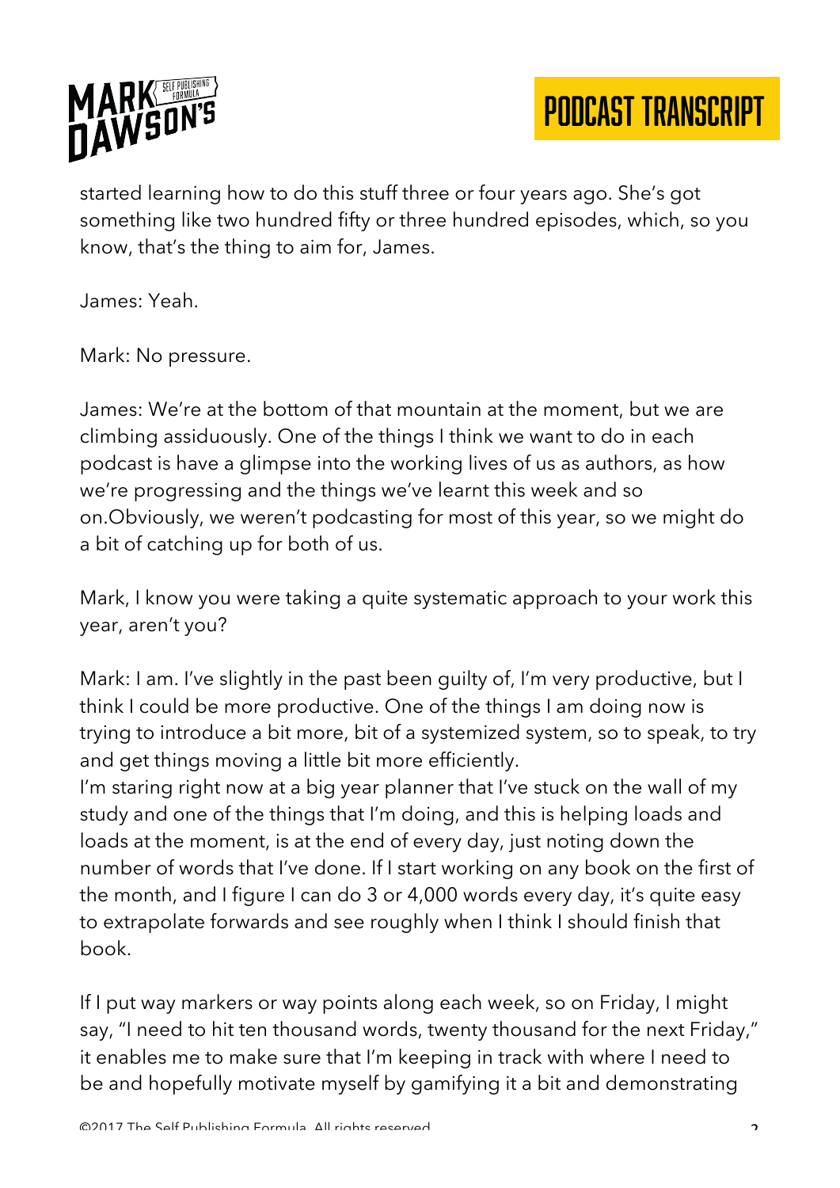started learning how to do this stuff three or four years ago. She's got something like two hundred fifty or three hundred episodes, which, so you know, that's the thing to aim for, James.

James: Yeah.

Mark: No pressure.

James: We're at the bottom of that mountain at the moment, but we are climbing assiduously. One of the things I think we want to do in each podcast is have a glimpse into the working lives of us as authors, as how we're progressing and the things we've learnt this week and so on.Obviously, we weren't podcasting for most of this year, so we might do a bit of catching up for both of us.

Mark, I know you were taking a quite systematic approach to your work this year, aren't you?

Mark: I am. I've slightly in the past been guilty of, I'm very productive, but I think I could be more productive. One of the things I am doing now is trying to introduce a bit more, bit of a systemized system, so to speak, to try and get things moving a little bit more efficiently.

I'm staring right now at a big year planner that I've stuck on the wall of my study and one of the things that I'm doing, and this is helping loads and loads at the moment, is at the end of every day, just noting down the number of words that I've done. If I start working on any book on the first of the month, and I figure I can do 3 or 4,000 words every day, it's quite easy to extrapolate forwards and see roughly when I think I should finish that book.

If I put way markers or way points along each week, so on Friday, I might say, "I need to hit ten thousand words, twenty thousand for the next Friday," it enables me to make sure that I'm keeping in track with where I need to be and hopefully motivate myself by gamifying it a bit and demonstrating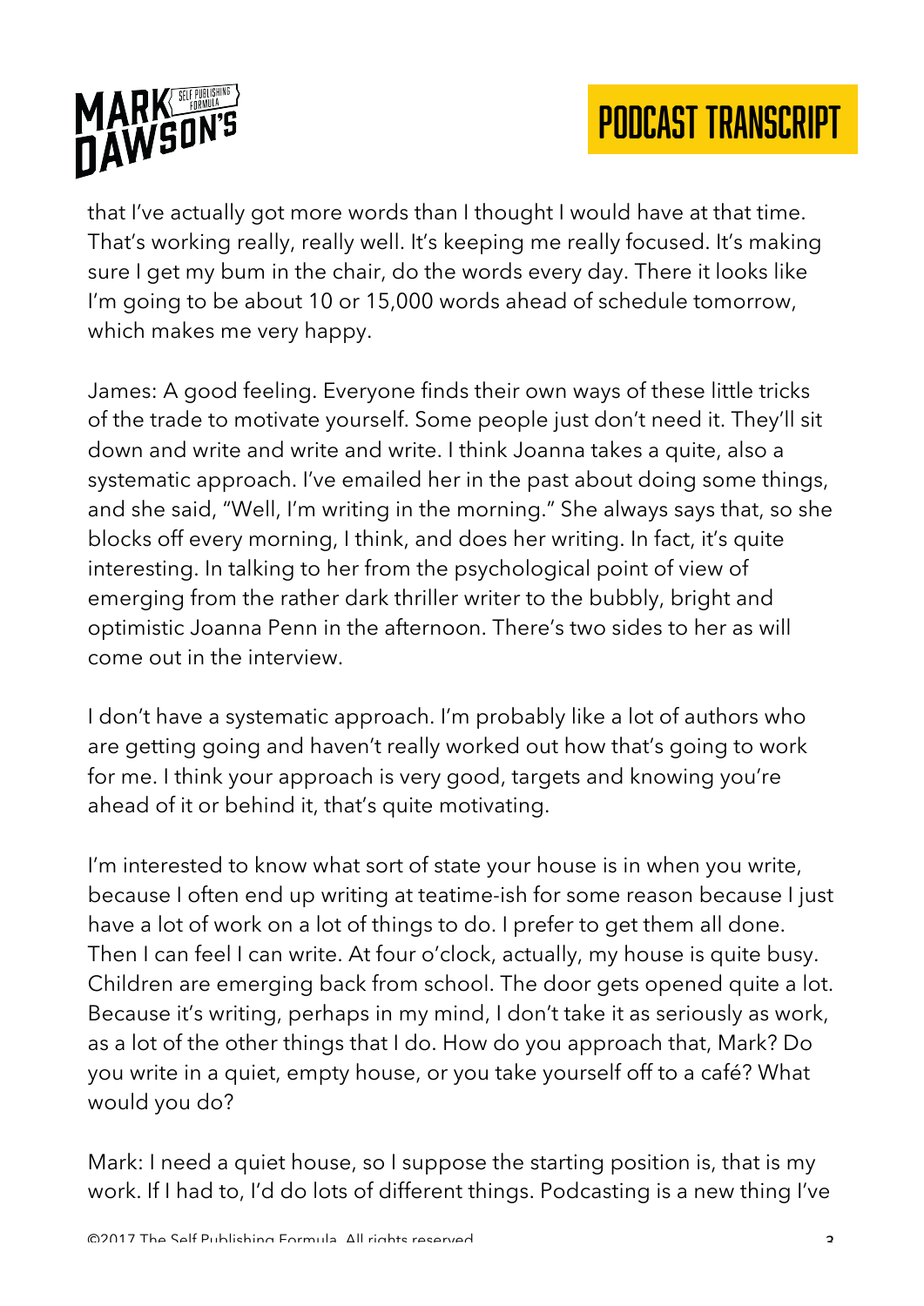that I've actually got more words than I thought I would have at that time. That's working really, really well. It's keeping me really focused. It's making sure I get my bum in the chair, do the words every day. There it looks like I'm going to be about 10 or 15,000 words ahead of schedule tomorrow, which makes me very happy.

James: A good feeling. Everyone finds their own ways of these little tricks of the trade to motivate yourself. Some people just don't need it. They'll sit down and write and write and write. I think Joanna takes a quite, also a systematic approach. I've emailed her in the past about doing some things, and she said, "Well, I'm writing in the morning." She always says that, so she blocks off every morning, I think, and does her writing. In fact, it's quite interesting. In talking to her from the psychological point of view of emerging from the rather dark thriller writer to the bubbly, bright and optimistic Joanna Penn in the afternoon. There's two sides to her as will come out in the interview.

I don't have a systematic approach. I'm probably like a lot of authors who are getting going and haven't really worked out how that's going to work for me. I think your approach is very good, targets and knowing you're ahead of it or behind it, that's quite motivating.

I'm interested to know what sort of state your house is in when you write, because I often end up writing at teatime-ish for some reason because I just have a lot of work on a lot of things to do. I prefer to get them all done. Then I can feel I can write. At four o'clock, actually, my house is quite busy. Children are emerging back from school. The door gets opened quite a lot. Because it's writing, perhaps in my mind, I don't take it as seriously as work, as a lot of the other things that I do. How do you approach that, Mark? Do you write in a quiet, empty house, or you take yourself off to a café? What would you do?

Mark: I need a quiet house, so I suppose the starting position is, that is my work. If I had to, I'd do lots of different things. Podcasting is a new thing I've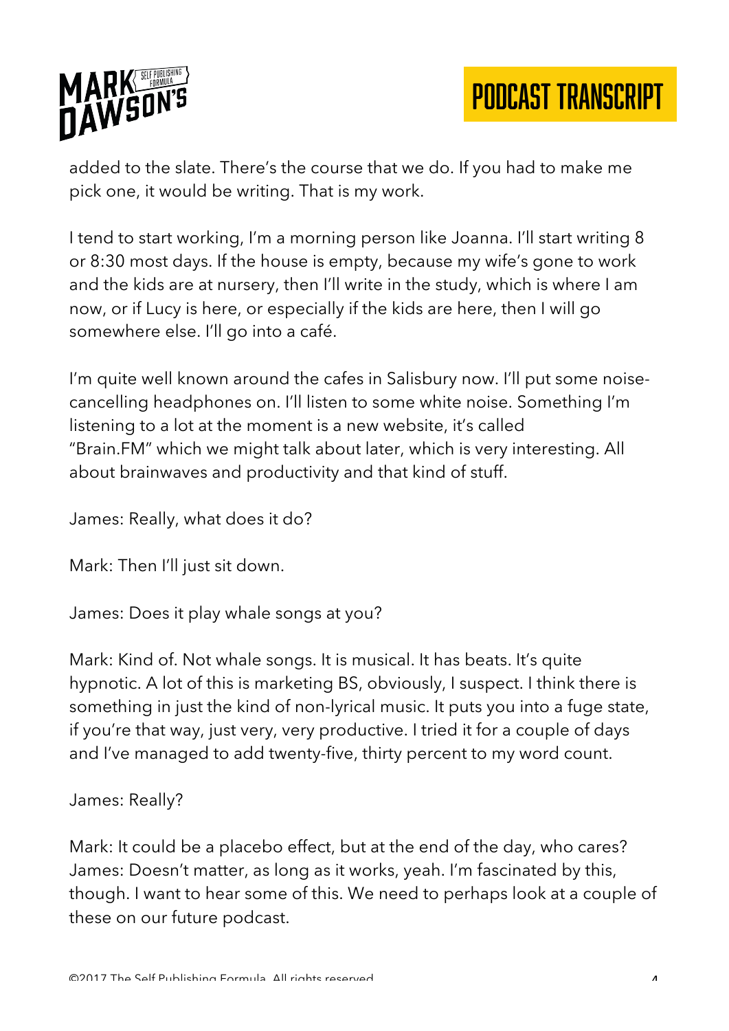added to the slate. There's the course that we do. If you had to make me pick one, it would be writing. That is my work.

I tend to start working, I'm a morning person like Joanna. I'll start writing 8 or 8:30 most days. If the house is empty, because my wife's gone to work and the kids are at nursery, then I'll write in the study, which is where I am now, or if Lucy is here, or especially if the kids are here, then I will go somewhere else. I'll go into a café.

I'm quite well known around the cafes in Salisbury now. I'll put some noise-cancelling headphones on. I'll listen to some white noise. Something I'm listening to a lot at the moment is a new website, it's called "Brain.FM" which we might talk about later, which is very interesting. All about brainwaves and productivity and that kind of stuff.

James: Really, what does it do?

Mark: Then I'll just sit down.

James: Does it play whale songs at you?

Mark: Kind of. Not whale songs. It is musical. It has beats. It's quite hypnotic. A lot of this is marketing BS, obviously, I suspect. I think there is something in just the kind of non-lyrical music. It puts you into a fuge state, if you're that way, just very, very productive. I tried it for a couple of days and I've managed to add twenty-five, thirty percent to my word count.

James: Really?

Mark: It could be a placebo effect, but at the end of the day, who cares?
James: Doesn't matter, as long as it works, yeah. I'm fascinated by this, though. I want to hear some of this. We need to perhaps look at a couple of these on our future podcast.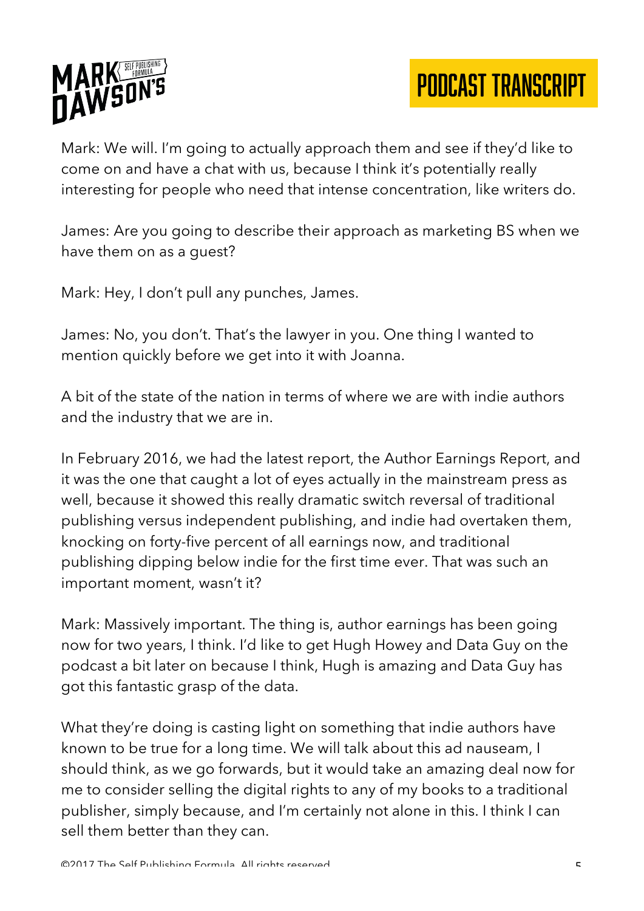Mark: We will. I'm going to actually approach them and see if they'd like to come on and have a chat with us, because I think it's potentially really interesting for people who need that intense concentration, like writers do.

James: Are you going to describe their approach as marketing BS when we have them on as a guest?

Mark: Hey, I don't pull any punches, James.

James: No, you don't. That's the lawyer in you. One thing I wanted to mention quickly before we get into it with Joanna.

A bit of the state of the nation in terms of where we are with indie authors and the industry that we are in.

In February 2016, we had the latest report, the Author Earnings Report, and it was the one that caught a lot of eyes actually in the mainstream press as well, because it showed this really dramatic switch reversal of traditional publishing versus independent publishing, and indie had overtaken them, knocking on forty-five percent of all earnings now, and traditional publishing dipping below indie for the first time ever. That was such an important moment, wasn't it?

Mark: Massively important. The thing is, author earnings has been going now for two years, I think. I'd like to get Hugh Howey and Data Guy on the podcast a bit later on because I think, Hugh is amazing and Data Guy has got this fantastic grasp of the data.

What they're doing is casting light on something that indie authors have known to be true for a long time. We will talk about this ad nauseam, I should think, as we go forwards, but it would take an amazing deal now for me to consider selling the digital rights to any of my books to a traditional publisher, simply because, and I'm certainly not alone in this. I think I can sell them better than they can.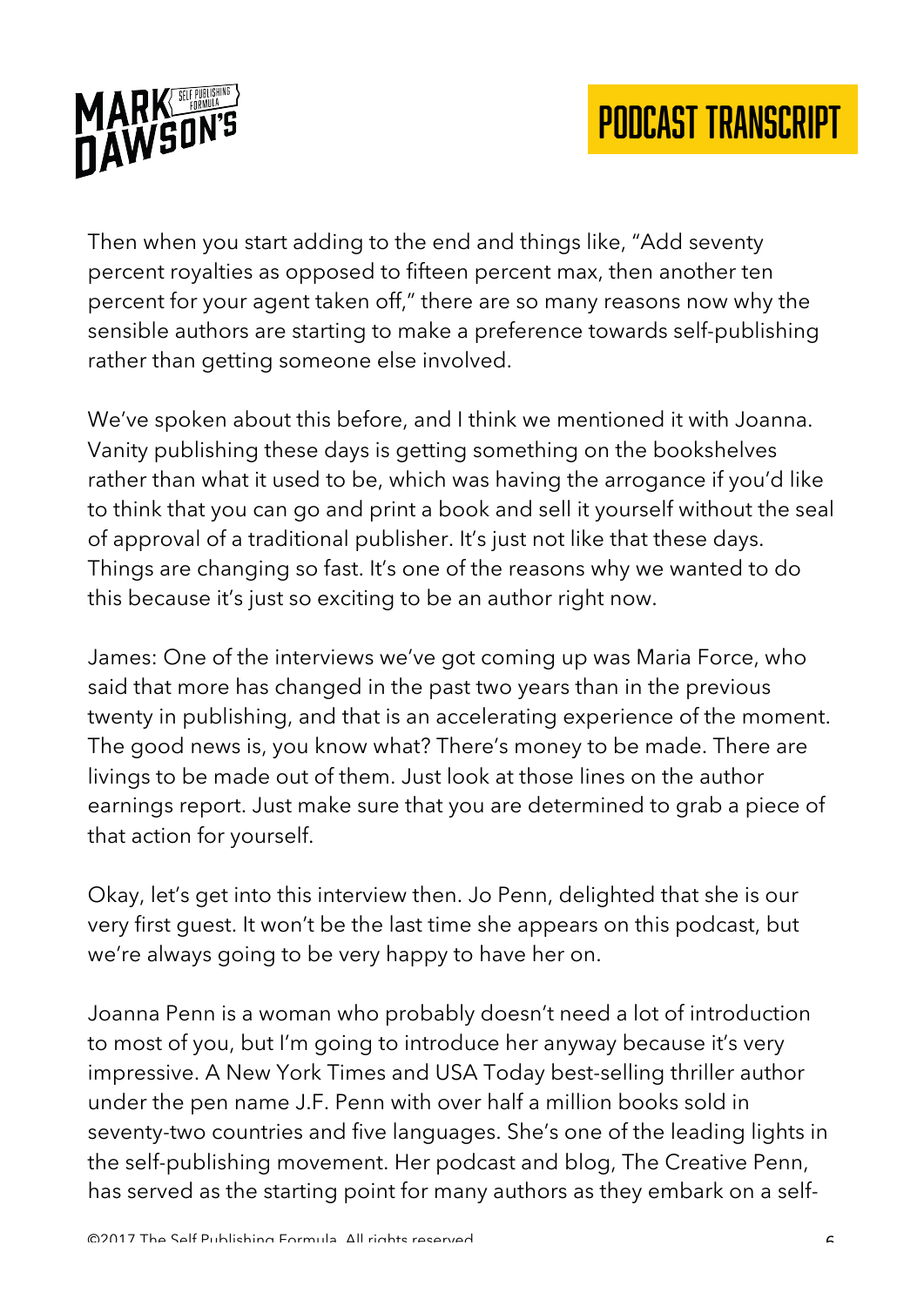Then when you start adding to the end and things like, "Add seventy percent royalties as opposed to fifteen percent max, then another ten percent for your agent taken off," there are so many reasons now why the sensible authors are starting to make a preference towards self-publishing rather than getting someone else involved.

We've spoken about this before, and I think we mentioned it with Joanna. Vanity publishing these days is getting something on the bookshelves rather than what it used to be, which was having the arrogance if you'd like to think that you can go and print a book and sell it yourself without the seal of approval of a traditional publisher. It's just not like that these days. Things are changing so fast. It's one of the reasons why we wanted to do this because it's just so exciting to be an author right now.

James: One of the interviews we've got coming up was Maria Force, who said that more has changed in the past two years than in the previous twenty in publishing, and that is an accelerating experience of the moment. The good news is, you know what? There's money to be made. There are livings to be made out of them. Just look at those lines on the author earnings report. Just make sure that you are determined to grab a piece of that action for yourself.

Okay, let's get into this interview then. Jo Penn, delighted that she is our very first guest. It won't be the last time she appears on this podcast, but we're always going to be very happy to have her on.

Joanna Penn is a woman who probably doesn't need a lot of introduction to most of you, but I'm going to introduce her anyway because it's very impressive. A New York Times and USA Today best-selling thriller author under the pen name J.F. Penn with over half a million books sold in seventy-two countries and five languages. She's one of the leading lights in the self-publishing movement. Her podcast and blog, The Creative Penn, has served as the starting point for many authors as they embark on a self-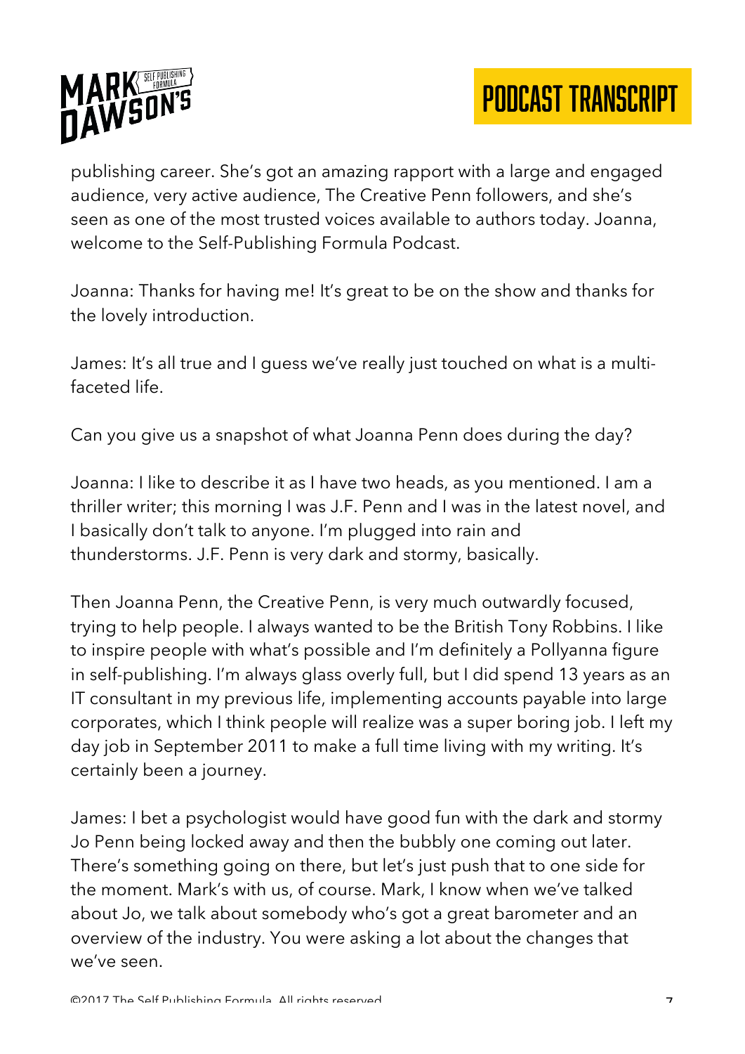publishing career. She's got an amazing rapport with a large and engaged audience, very active audience, The Creative Penn followers, and she's seen as one of the most trusted voices available to authors today. Joanna, welcome to the Self-Publishing Formula Podcast.

Joanna: Thanks for having me! It's great to be on the show and thanks for the lovely introduction.

James: It's all true and I guess we've really just touched on what is a multi-faceted life.

Can you give us a snapshot of what Joanna Penn does during the day?

Joanna: I like to describe it as I have two heads, as you mentioned. I am a thriller writer; this morning I was J.F. Penn and I was in the latest novel, and I basically don't talk to anyone. I'm plugged into rain and thunderstorms. J.F. Penn is very dark and stormy, basically.

Then Joanna Penn, the Creative Penn, is very much outwardly focused, trying to help people. I always wanted to be the British Tony Robbins. I like to inspire people with what's possible and I'm definitely a Pollyanna figure in self-publishing. I'm always glass overly full, but I did spend 13 years as an IT consultant in my previous life, implementing accounts payable into large corporates, which I think people will realize was a super boring job. I left my day job in September 2011 to make a full time living with my writing. It's certainly been a journey.

James: I bet a psychologist would have good fun with the dark and stormy Jo Penn being locked away and then the bubbly one coming out later. There's something going on there, but let's just push that to one side for the moment. Mark's with us, of course. Mark, I know when we've talked about Jo, we talk about somebody who's got a great barometer and an overview of the industry. You were asking a lot about the changes that we've seen.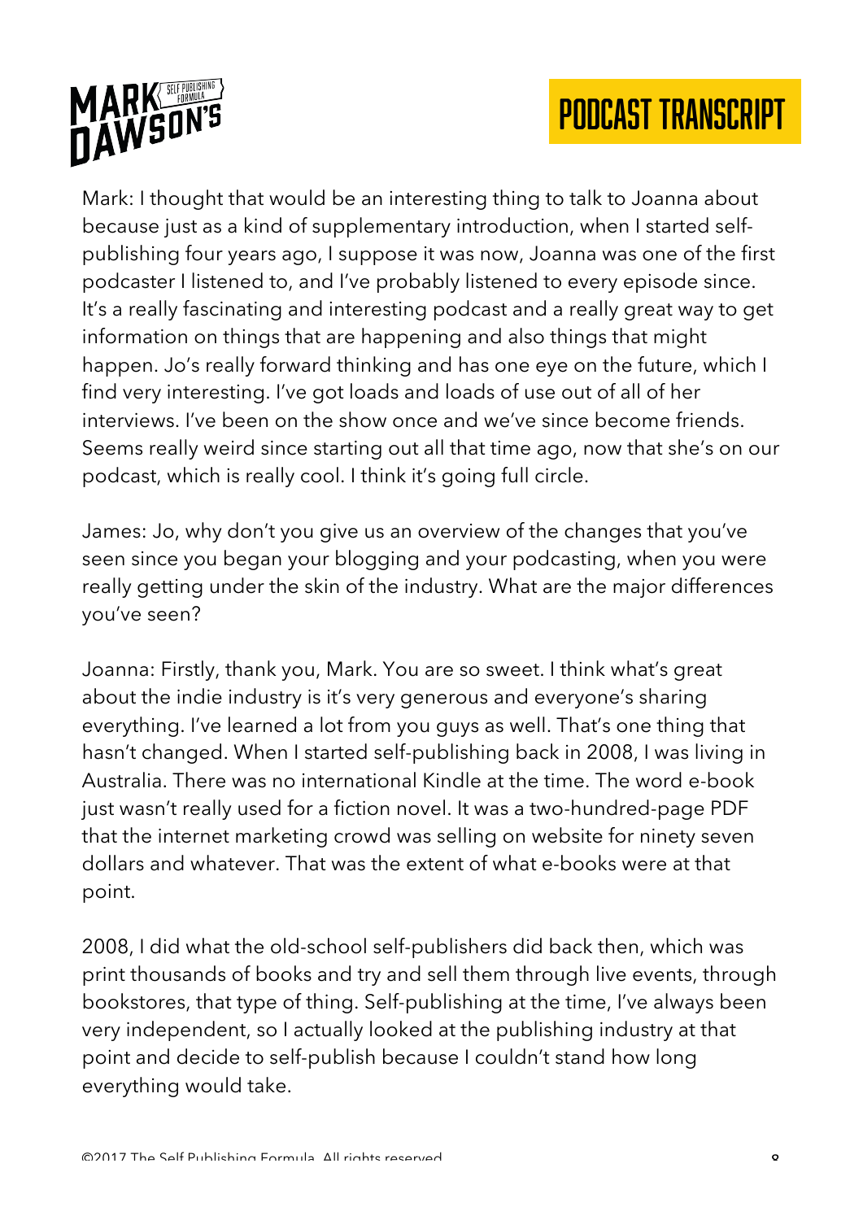Mark: I thought that would be an interesting thing to talk to Joanna about because just as a kind of supplementary introduction, when I started self-publishing four years ago, I suppose it was now, Joanna was one of the first podcaster I listened to, and I've probably listened to every episode since. It's a really fascinating and interesting podcast and a really great way to get information on things that are happening and also things that might happen. Jo's really forward thinking and has one eye on the future, which I find very interesting. I've got loads and loads of use out of all of her interviews. I've been on the show once and we've since become friends. Seems really weird since starting out all that time ago, now that she's on our podcast, which is really cool. I think it's going full circle.

James: Jo, why don't you give us an overview of the changes that you've seen since you began your blogging and your podcasting, when you were really getting under the skin of the industry. What are the major differences you've seen?

Joanna: Firstly, thank you, Mark. You are so sweet. I think what's great about the indie industry is it's very generous and everyone's sharing everything. I've learned a lot from you guys as well. That's one thing that hasn't changed. When I started self-publishing back in 2008, I was living in Australia. There was no international Kindle at the time. The word e-book just wasn't really used for a fiction novel. It was a two-hundred-page PDF that the internet marketing crowd was selling on website for ninety seven dollars and whatever. That was the extent of what e-books were at that point.

2008, I did what the old-school self-publishers did back then, which was print thousands of books and try and sell them through live events, through bookstores, that type of thing. Self-publishing at the time, I've always been very independent, so I actually looked at the publishing industry at that point and decide to self-publish because I couldn't stand how long everything would take.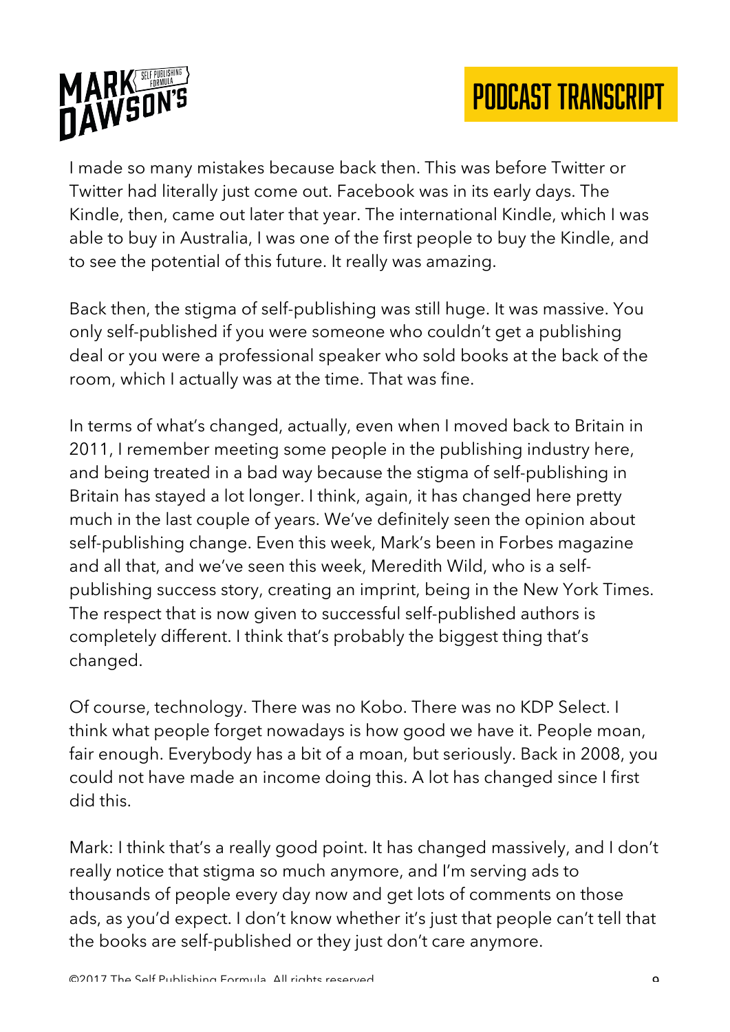I made so many mistakes because back then. This was before Twitter or Twitter had literally just come out. Facebook was in its early days. The Kindle, then, came out later that year. The international Kindle, which I was able to buy in Australia, I was one of the first people to buy the Kindle, and to see the potential of this future. It really was amazing.

Back then, the stigma of self-publishing was still huge. It was massive. You only self-published if you were someone who couldn't get a publishing deal or you were a professional speaker who sold books at the back of the room, which I actually was at the time. That was fine.

In terms of what's changed, actually, even when I moved back to Britain in 2011, I remember meeting some people in the publishing industry here, and being treated in a bad way because the stigma of self-publishing in Britain has stayed a lot longer. I think, again, it has changed here pretty much in the last couple of years. We've definitely seen the opinion about self-publishing change. Even this week, Mark's been in Forbes magazine and all that, and we've seen this week, Meredith Wild, who is a self-publishing success story, creating an imprint, being in the New York Times. The respect that is now given to successful self-published authors is completely different. I think that's probably the biggest thing that's changed.

Of course, technology. There was no Kobo. There was no KDP Select. I think what people forget nowadays is how good we have it. People moan, fair enough. Everybody has a bit of a moan, but seriously. Back in 2008, you could not have made an income doing this. A lot has changed since I first did this.

Mark: I think that's a really good point. It has changed massively, and I don't really notice that stigma so much anymore, and I'm serving ads to thousands of people every day now and get lots of comments on those ads, as you'd expect. I don't know whether it's just that people can't tell that the books are self-published or they just don't care anymore.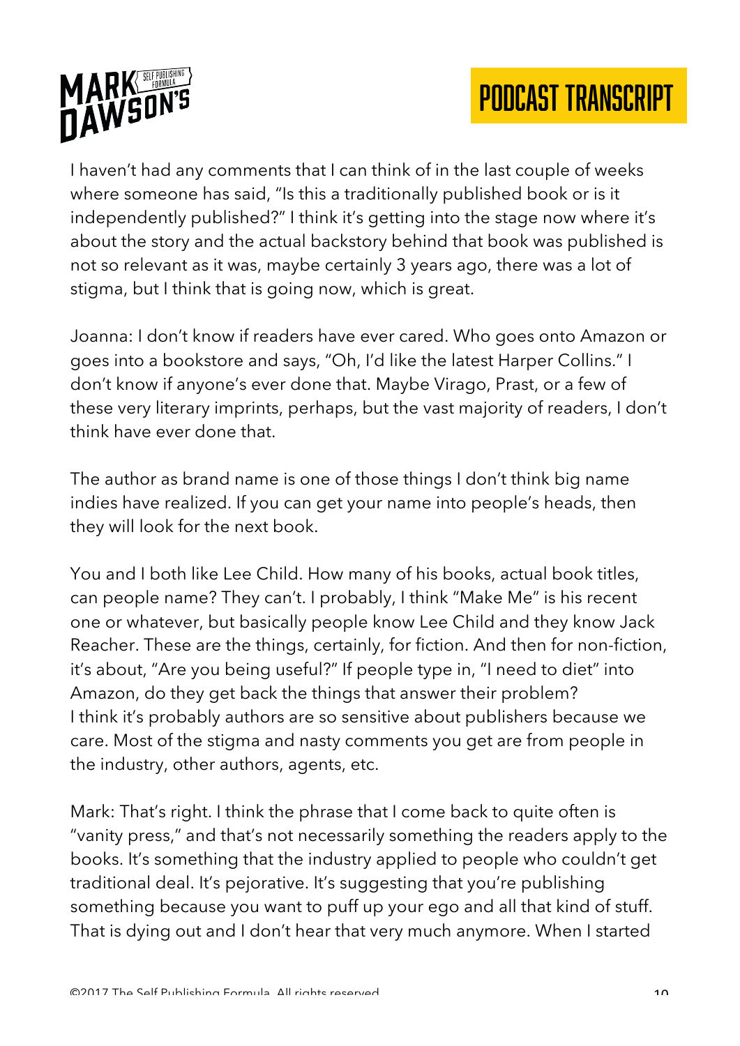I haven't had any comments that I can think of in the last couple of weeks where someone has said, "Is this a traditionally published book or is it independently published?" I think it's getting into the stage now where it's about the story and the actual backstory behind that book was published is not so relevant as it was, maybe certainly 3 years ago, there was a lot of stigma, but I think that is going now, which is great.

Joanna: I don't know if readers have ever cared. Who goes onto Amazon or goes into a bookstore and says, "Oh, I'd like the latest Harper Collins." I don't know if anyone's ever done that. Maybe Virago, Prast, or a few of these very literary imprints, perhaps, but the vast majority of readers, I don't think have ever done that.

The author as brand name is one of those things I don't think big name indies have realized. If you can get your name into people's heads, then they will look for the next book.

You and I both like Lee Child. How many of his books, actual book titles, can people name? They can't. I probably, I think "Make Me" is his recent one or whatever, but basically people know Lee Child and they know Jack Reacher. These are the things, certainly, for fiction. And then for non-fiction, it's about, "Are you being useful?" If people type in, "I need to diet" into Amazon, do they get back the things that answer their problem?
I think it's probably authors are so sensitive about publishers because we care. Most of the stigma and nasty comments you get are from people in the industry, other authors, agents, etc.

Mark: That's right. I think the phrase that I come back to quite often is "vanity press," and that's not necessarily something the readers apply to the books. It's something that the industry applied to people who couldn't get traditional deal. It's pejorative. It's suggesting that you're publishing something because you want to puff up your ego and all that kind of stuff. That is dying out and I don't hear that very much anymore. When I started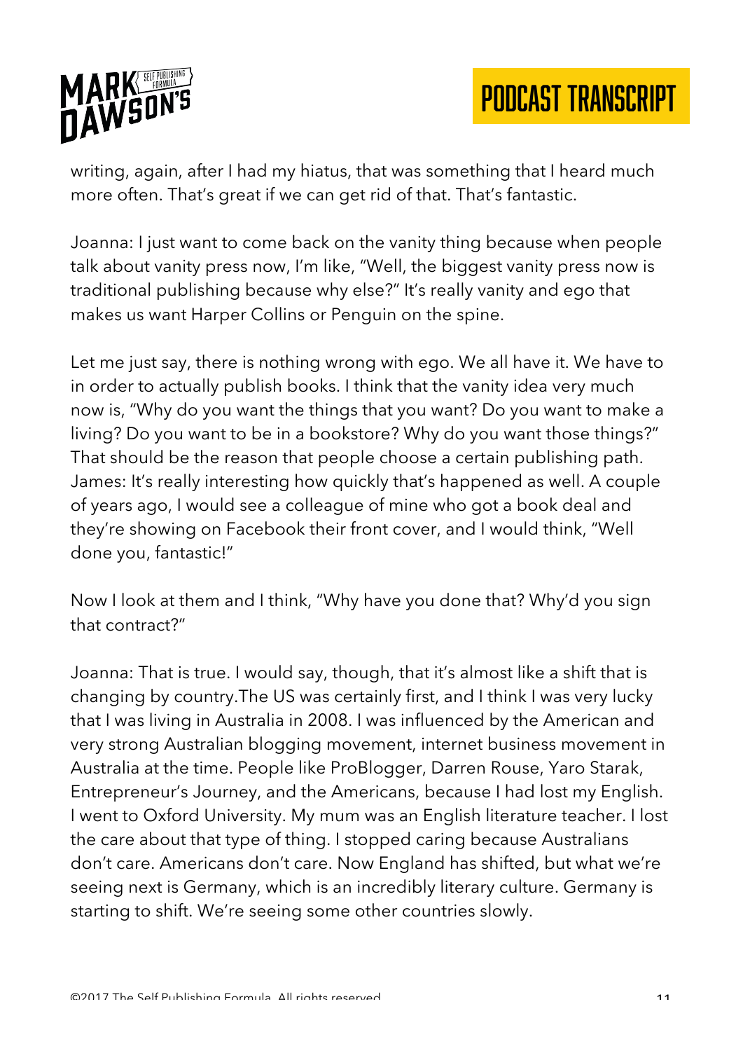writing, again, after I had my hiatus, that was something that I heard much more often. That's great if we can get rid of that. That's fantastic.

Joanna: I just want to come back on the vanity thing because when people talk about vanity press now, I'm like, "Well, the biggest vanity press now is traditional publishing because why else?" It's really vanity and ego that makes us want Harper Collins or Penguin on the spine.

Let me just say, there is nothing wrong with ego. We all have it. We have to in order to actually publish books. I think that the vanity idea very much now is, "Why do you want the things that you want? Do you want to make a living? Do you want to be in a bookstore? Why do you want those things?" That should be the reason that people choose a certain publishing path.

James: It's really interesting how quickly that's happened as well. A couple of years ago, I would see a colleague of mine who got a book deal and they're showing on Facebook their front cover, and I would think, "Well done you, fantastic!"

Now I look at them and I think, "Why have you done that? Why'd you sign that contract?"

Joanna: That is true. I would say, though, that it's almost like a shift that is changing by country.The US was certainly first, and I think I was very lucky that I was living in Australia in 2008. I was influenced by the American and very strong Australian blogging movement, internet business movement in Australia at the time. People like ProBlogger, Darren Rouse, Yaro Starak, Entrepreneur's Journey, and the Americans, because I had lost my English. I went to Oxford University. My mum was an English literature teacher. I lost the care about that type of thing. I stopped caring because Australians don't care. Americans don't care. Now England has shifted, but what we're seeing next is Germany, which is an incredibly literary culture. Germany is starting to shift. We're seeing some other countries slowly.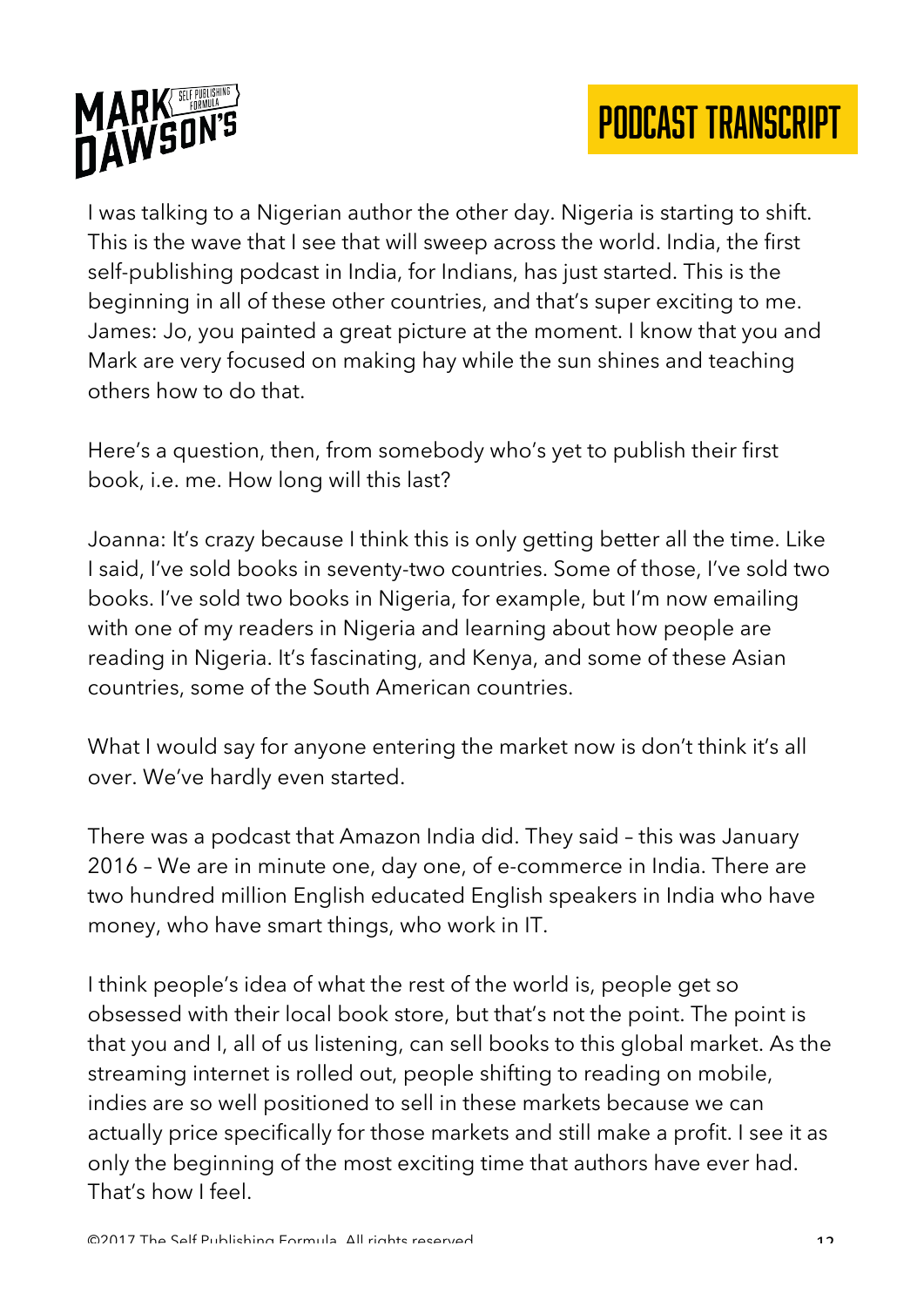I was talking to a Nigerian author the other day. Nigeria is starting to shift. This is the wave that I see that will sweep across the world. India, the first self-publishing podcast in India, for Indians, has just started. This is the beginning in all of these other countries, and that's super exciting to me.
James: Jo, you painted a great picture at the moment. I know that you and Mark are very focused on making hay while the sun shines and teaching others how to do that.

Here's a question, then, from somebody who's yet to publish their first book, i.e. me. How long will this last?

Joanna: It's crazy because I think this is only getting better all the time. Like I said, I've sold books in seventy-two countries. Some of those, I've sold two books. I've sold two books in Nigeria, for example, but I'm now emailing with one of my readers in Nigeria and learning about how people are reading in Nigeria. It's fascinating, and Kenya, and some of these Asian countries, some of the South American countries.

What I would say for anyone entering the market now is don't think it's all over. We've hardly even started.

There was a podcast that Amazon India did. They said – this was January 2016 – We are in minute one, day one, of e-commerce in India. There are two hundred million English educated English speakers in India who have money, who have smart things, who work in IT.

I think people's idea of what the rest of the world is, people get so obsessed with their local book store, but that's not the point. The point is that you and I, all of us listening, can sell books to this global market. As the streaming internet is rolled out, people shifting to reading on mobile, indies are so well positioned to sell in these markets because we can actually price specifically for those markets and still make a profit. I see it as only the beginning of the most exciting time that authors have ever had. That's how I feel.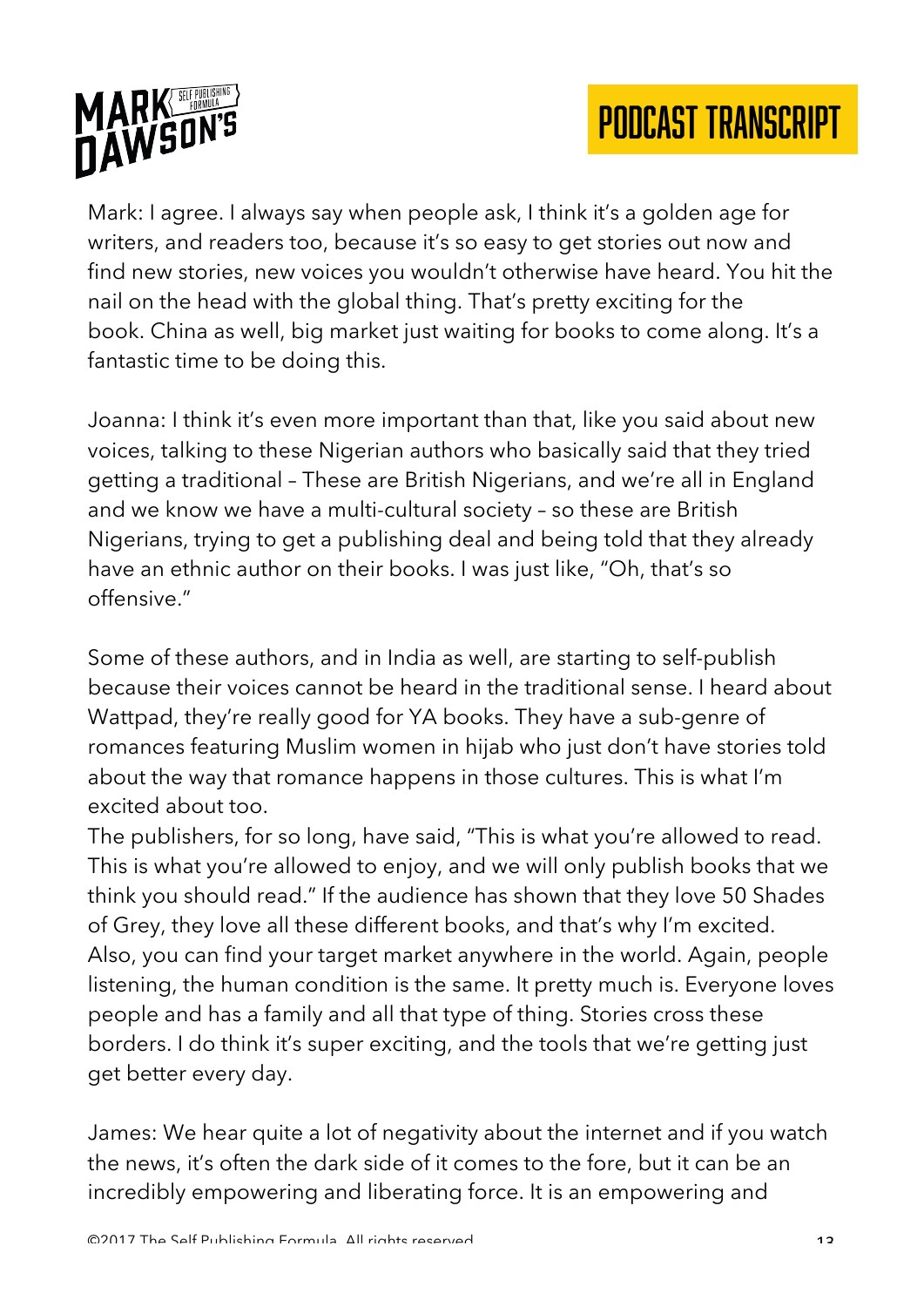Mark: I agree. I always say when people ask, I think it's a golden age for writers, and readers too, because it's so easy to get stories out now and find new stories, new voices you wouldn't otherwise have heard. You hit the nail on the head with the global thing. That's pretty exciting for the book. China as well, big market just waiting for books to come along. It's a fantastic time to be doing this.

Joanna: I think it's even more important than that, like you said about new voices, talking to these Nigerian authors who basically said that they tried getting a traditional – These are British Nigerians, and we're all in England and we know we have a multi-cultural society – so these are British Nigerians, trying to get a publishing deal and being told that they already have an ethnic author on their books. I was just like, "Oh, that's so offensive."

Some of these authors, and in India as well, are starting to self-publish because their voices cannot be heard in the traditional sense. I heard about Wattpad, they're really good for YA books. They have a sub-genre of romances featuring Muslim women in hijab who just don't have stories told about the way that romance happens in those cultures. This is what I'm excited about too.

The publishers, for so long, have said, "This is what you're allowed to read. This is what you're allowed to enjoy, and we will only publish books that we think you should read." If the audience has shown that they love 50 Shades of Grey, they love all these different books, and that's why I'm excited. Also, you can find your target market anywhere in the world. Again, people listening, the human condition is the same. It pretty much is. Everyone loves people and has a family and all that type of thing. Stories cross these borders. I do think it's super exciting, and the tools that we're getting just get better every day.

James: We hear quite a lot of negativity about the internet and if you watch the news, it's often the dark side of it comes to the fore, but it can be an incredibly empowering and liberating force. It is an empowering and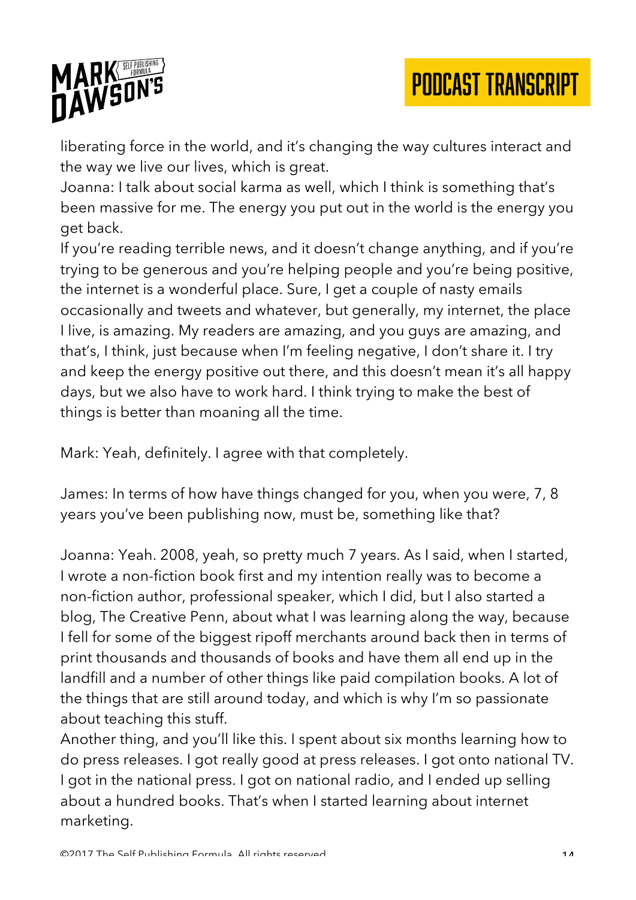liberating force in the world, and it's changing the way cultures interact and the way we live our lives, which is great.

Joanna: I talk about social karma as well, which I think is something that's been massive for me. The energy you put out in the world is the energy you get back.

If you're reading terrible news, and it doesn't change anything, and if you're trying to be generous and you're helping people and you're being positive, the internet is a wonderful place. Sure, I get a couple of nasty emails occasionally and tweets and whatever, but generally, my internet, the place I live, is amazing. My readers are amazing, and you guys are amazing, and that's, I think, just because when I'm feeling negative, I don't share it. I try and keep the energy positive out there, and this doesn't mean it's all happy days, but we also have to work hard. I think trying to make the best of things is better than moaning all the time.

Mark: Yeah, definitely. I agree with that completely.

James: In terms of how have things changed for you, when you were, 7, 8 years you've been publishing now, must be, something like that?

Joanna: Yeah. 2008, yeah, so pretty much 7 years. As I said, when I started, I wrote a non-fiction book first and my intention really was to become a non-fiction author, professional speaker, which I did, but I also started a blog, The Creative Penn, about what I was learning along the way, because I fell for some of the biggest ripoff merchants around back then in terms of print thousands and thousands of books and have them all end up in the landfill and a number of other things like paid compilation books. A lot of the things that are still around today, and which is why I'm so passionate about teaching this stuff.

Another thing, and you'll like this. I spent about six months learning how to do press releases. I got really good at press releases. I got onto national TV. I got in the national press. I got on national radio, and I ended up selling about a hundred books. That's when I started learning about internet marketing.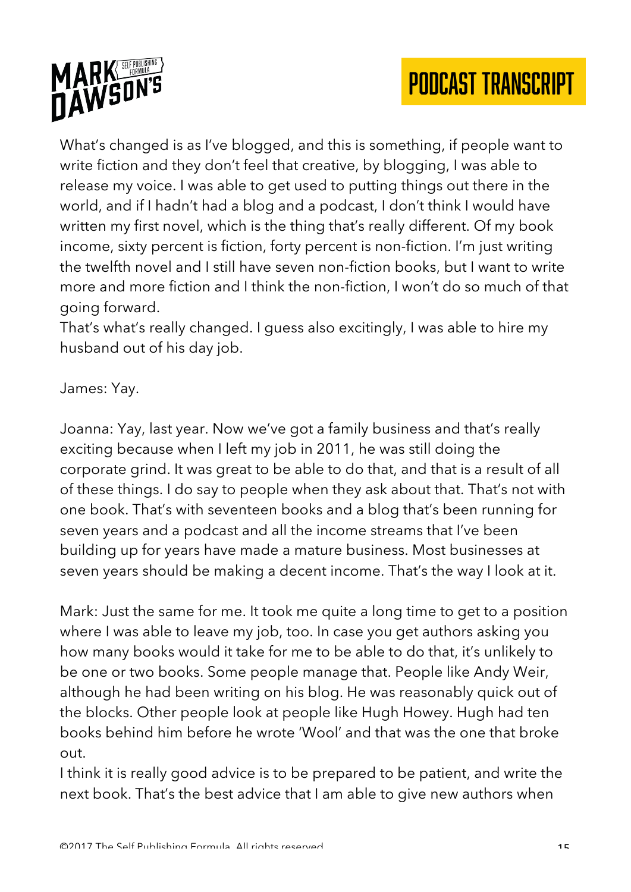What's changed is as I've blogged, and this is something, if people want to write fiction and they don't feel that creative, by blogging, I was able to release my voice. I was able to get used to putting things out there in the world, and if I hadn't had a blog and a podcast, I don't think I would have written my first novel, which is the thing that's really different. Of my book income, sixty percent is fiction, forty percent is non-fiction. I'm just writing the twelfth novel and I still have seven non-fiction books, but I want to write more and more fiction and I think the non-fiction, I won't do so much of that going forward.
That's what's really changed. I guess also excitingly, I was able to hire my husband out of his day job.

James: Yay.

Joanna: Yay, last year. Now we've got a family business and that's really exciting because when I left my job in 2011, he was still doing the corporate grind. It was great to be able to do that, and that is a result of all of these things. I do say to people when they ask about that. That's not with one book. That's with seventeen books and a blog that's been running for seven years and a podcast and all the income streams that I've been building up for years have made a mature business. Most businesses at seven years should be making a decent income. That's the way I look at it.

Mark: Just the same for me. It took me quite a long time to get to a position where I was able to leave my job, too. In case you get authors asking you how many books would it take for me to be able to do that, it's unlikely to be one or two books. Some people manage that. People like Andy Weir, although he had been writing on his blog. He was reasonably quick out of the blocks. Other people look at people like Hugh Howey. Hugh had ten books behind him before he wrote 'Wool' and that was the one that broke out.
I think it is really good advice is to be prepared to be patient, and write the next book. That's the best advice that I am able to give new authors when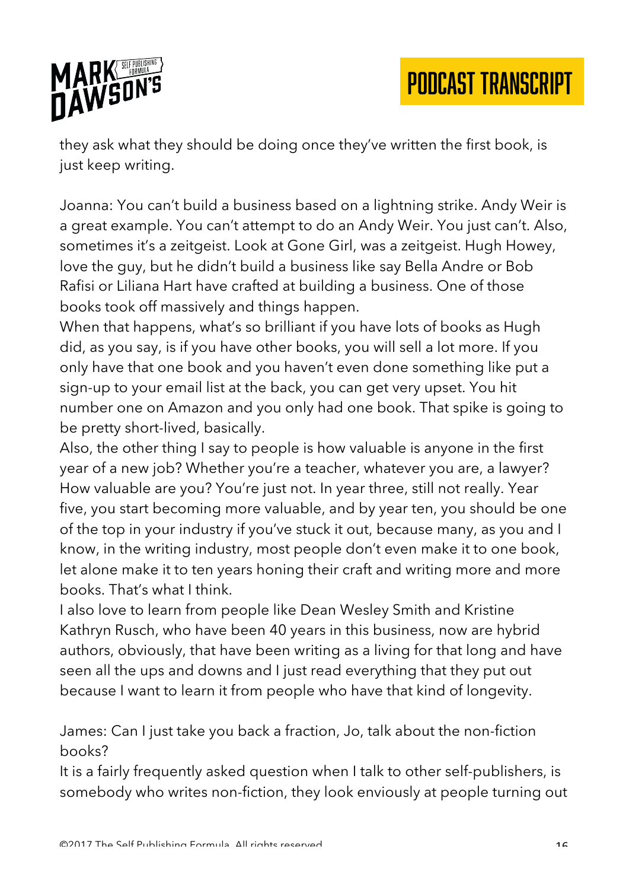they ask what they should be doing once they've written the first book, is just keep writing.

Joanna: You can't build a business based on a lightning strike. Andy Weir is a great example. You can't attempt to do an Andy Weir. You just can't. Also, sometimes it's a zeitgeist. Look at Gone Girl, was a zeitgeist. Hugh Howey, love the guy, but he didn't build a business like say Bella Andre or Bob Rafisi or Liliana Hart have crafted at building a business. One of those books took off massively and things happen.

When that happens, what's so brilliant if you have lots of books as Hugh did, as you say, is if you have other books, you will sell a lot more. If you only have that one book and you haven't even done something like put a sign-up to your email list at the back, you can get very upset. You hit number one on Amazon and you only had one book. That spike is going to be pretty short-lived, basically.

Also, the other thing I say to people is how valuable is anyone in the first year of a new job? Whether you're a teacher, whatever you are, a lawyer? How valuable are you? You're just not. In year three, still not really. Year five, you start becoming more valuable, and by year ten, you should be one of the top in your industry if you've stuck it out, because many, as you and I know, in the writing industry, most people don't even make it to one book, let alone make it to ten years honing their craft and writing more and more books. That's what I think.

I also love to learn from people like Dean Wesley Smith and Kristine Kathryn Rusch, who have been 40 years in this business, now are hybrid authors, obviously, that have been writing as a living for that long and have seen all the ups and downs and I just read everything that they put out because I want to learn it from people who have that kind of longevity.

James: Can I just take you back a fraction, Jo, talk about the non-fiction books?

It is a fairly frequently asked question when I talk to other self-publishers, is somebody who writes non-fiction, they look enviously at people turning out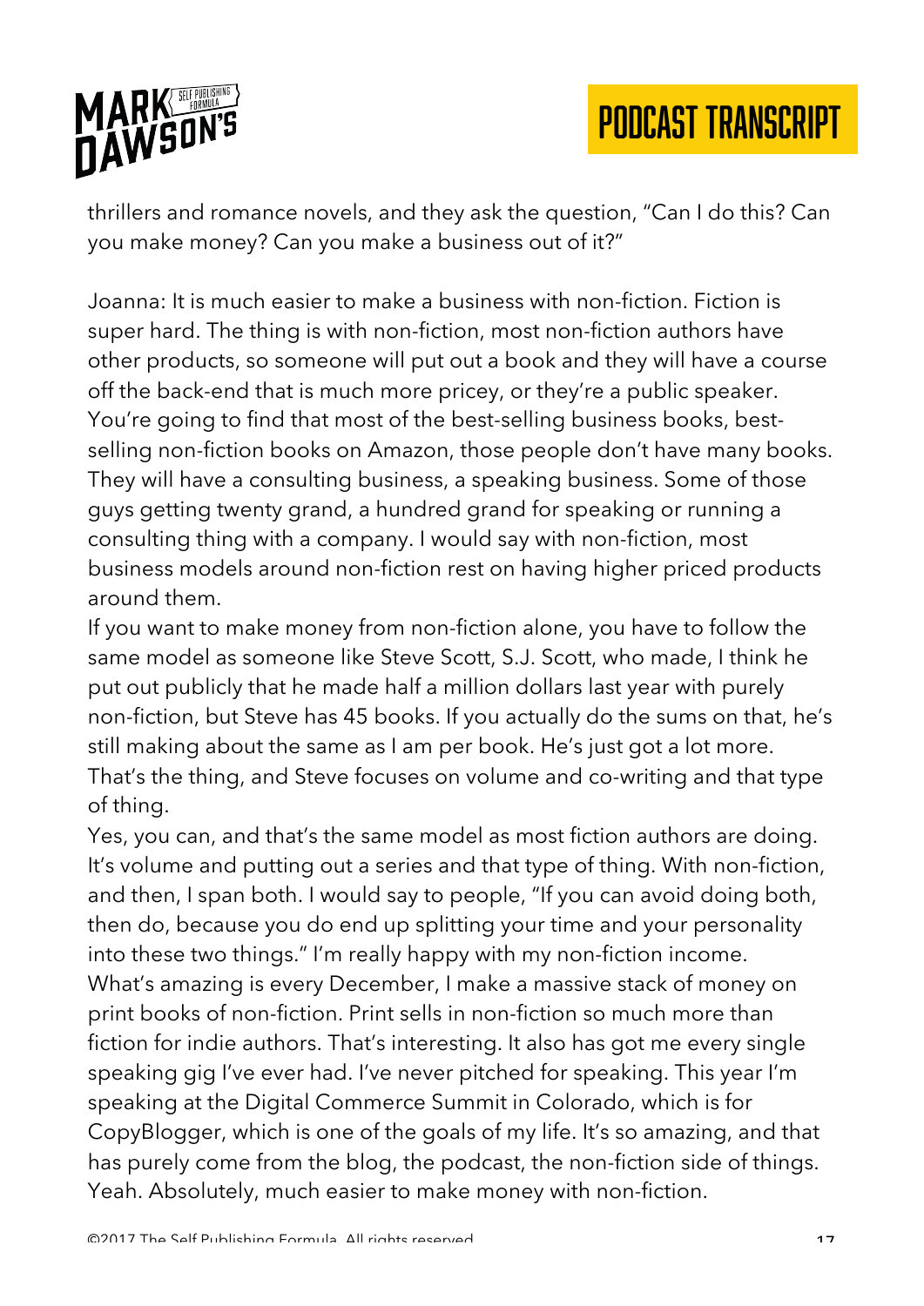thrillers and romance novels, and they ask the question, "Can I do this? Can you make money? Can you make a business out of it?"

Joanna: It is much easier to make a business with non-fiction. Fiction is super hard. The thing is with non-fiction, most non-fiction authors have other products, so someone will put out a book and they will have a course off the back-end that is much more pricey, or they're a public speaker. You're going to find that most of the best-selling business books, best-selling non-fiction books on Amazon, those people don't have many books. They will have a consulting business, a speaking business. Some of those guys getting twenty grand, a hundred grand for speaking or running a consulting thing with a company. I would say with non-fiction, most business models around non-fiction rest on having higher priced products around them.

If you want to make money from non-fiction alone, you have to follow the same model as someone like Steve Scott, S.J. Scott, who made, I think he put out publicly that he made half a million dollars last year with purely non-fiction, but Steve has 45 books. If you actually do the sums on that, he's still making about the same as I am per book. He's just got a lot more. That's the thing, and Steve focuses on volume and co-writing and that type of thing.

Yes, you can, and that's the same model as most fiction authors are doing. It's volume and putting out a series and that type of thing. With non-fiction, and then, I span both. I would say to people, "If you can avoid doing both, then do, because you do end up splitting your time and your personality into these two things." I'm really happy with my non-fiction income. What's amazing is every December, I make a massive stack of money on print books of non-fiction. Print sells in non-fiction so much more than fiction for indie authors. That's interesting. It also has got me every single speaking gig I've ever had. I've never pitched for speaking. This year I'm speaking at the Digital Commerce Summit in Colorado, which is for CopyBlogger, which is one of the goals of my life. It's so amazing, and that has purely come from the blog, the podcast, the non-fiction side of things. Yeah. Absolutely, much easier to make money with non-fiction.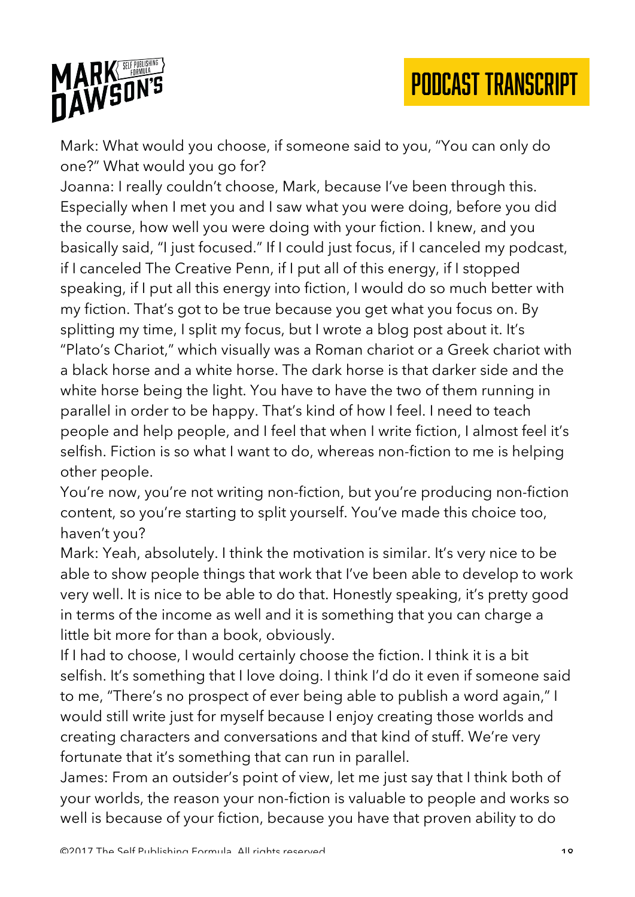Mark: What would you choose, if someone said to you, "You can only do one?" What would you go for?

Joanna: I really couldn't choose, Mark, because I've been through this. Especially when I met you and I saw what you were doing, before you did the course, how well you were doing with your fiction. I knew, and you basically said, "I just focused." If I could just focus, if I canceled my podcast, if I canceled The Creative Penn, if I put all of this energy, if I stopped speaking, if I put all this energy into fiction, I would do so much better with my fiction. That's got to be true because you get what you focus on. By splitting my time, I split my focus, but I wrote a blog post about it. It's "Plato's Chariot," which visually was a Roman chariot or a Greek chariot with a black horse and a white horse. The dark horse is that darker side and the white horse being the light. You have to have the two of them running in parallel in order to be happy. That's kind of how I feel. I need to teach people and help people, and I feel that when I write fiction, I almost feel it's selfish. Fiction is so what I want to do, whereas non-fiction to me is helping other people.

You're now, you're not writing non-fiction, but you're producing non-fiction content, so you're starting to split yourself. You've made this choice too, haven't you?

Mark: Yeah, absolutely. I think the motivation is similar. It's very nice to be able to show people things that work that I've been able to develop to work very well. It is nice to be able to do that. Honestly speaking, it's pretty good in terms of the income as well and it is something that you can charge a little bit more for than a book, obviously.

If I had to choose, I would certainly choose the fiction. I think it is a bit selfish. It's something that I love doing. I think I'd do it even if someone said to me, "There's no prospect of ever being able to publish a word again," I would still write just for myself because I enjoy creating those worlds and creating characters and conversations and that kind of stuff. We're very fortunate that it's something that can run in parallel.

James: From an outsider's point of view, let me just say that I think both of your worlds, the reason your non-fiction is valuable to people and works so well is because of your fiction, because you have that proven ability to do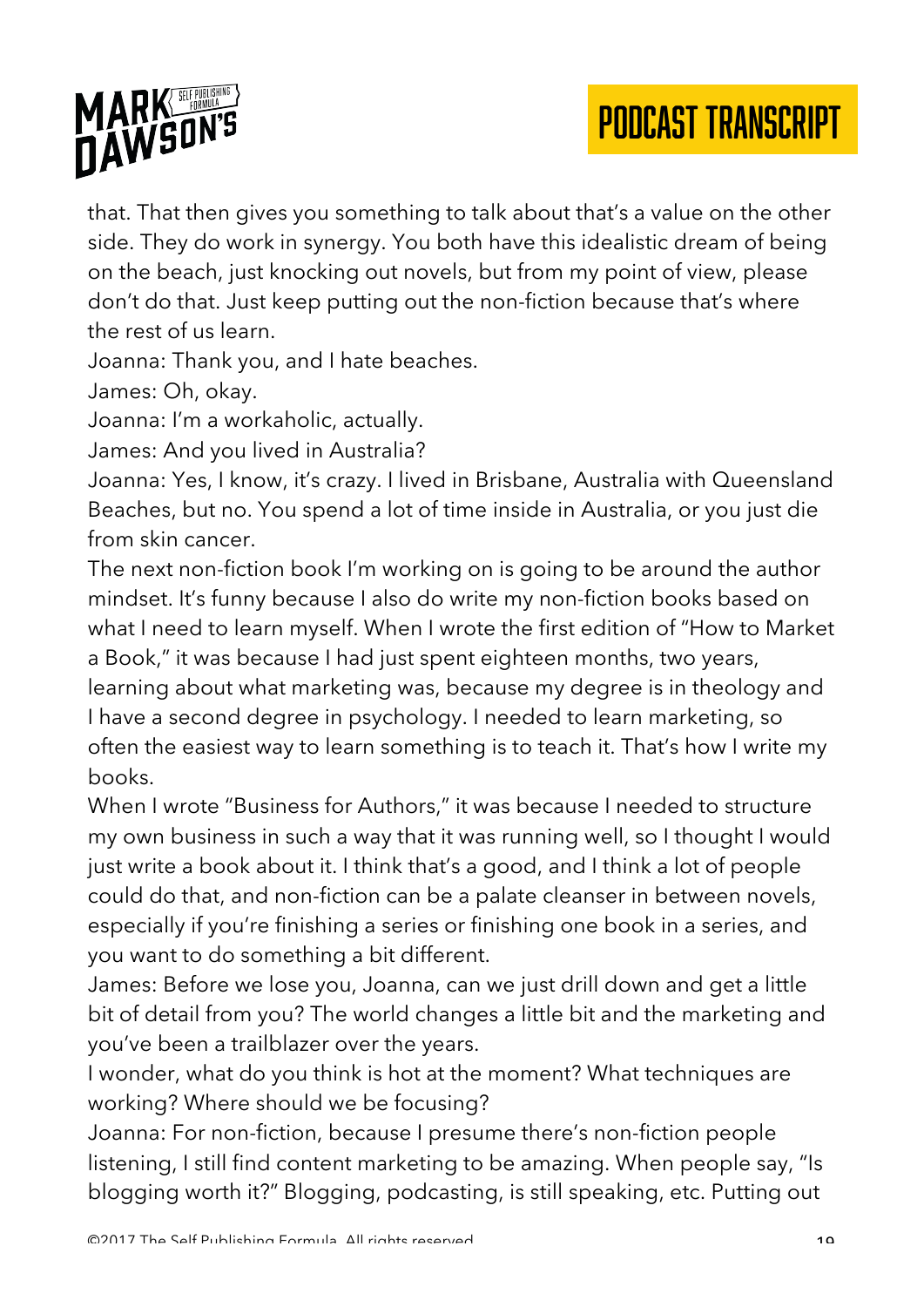that. That then gives you something to talk about that's a value on the other side. They do work in synergy. You both have this idealistic dream of being on the beach, just knocking out novels, but from my point of view, please don't do that. Just keep putting out the non-fiction because that's where the rest of us learn.

Joanna: Thank you, and I hate beaches.

James: Oh, okay.

Joanna: I'm a workaholic, actually.

James: And you lived in Australia?

Joanna: Yes, I know, it's crazy. I lived in Brisbane, Australia with Queensland Beaches, but no. You spend a lot of time inside in Australia, or you just die from skin cancer.

The next non-fiction book I'm working on is going to be around the author mindset. It's funny because I also do write my non-fiction books based on what I need to learn myself. When I wrote the first edition of "How to Market a Book," it was because I had just spent eighteen months, two years, learning about what marketing was, because my degree is in theology and I have a second degree in psychology. I needed to learn marketing, so often the easiest way to learn something is to teach it. That's how I write my books.

When I wrote "Business for Authors," it was because I needed to structure my own business in such a way that it was running well, so I thought I would just write a book about it. I think that's a good, and I think a lot of people could do that, and non-fiction can be a palate cleanser in between novels, especially if you're finishing a series or finishing one book in a series, and you want to do something a bit different.

James: Before we lose you, Joanna, can we just drill down and get a little bit of detail from you? The world changes a little bit and the marketing and you've been a trailblazer over the years.

I wonder, what do you think is hot at the moment? What techniques are working? Where should we be focusing?

Joanna: For non-fiction, because I presume there's non-fiction people listening, I still find content marketing to be amazing. When people say, "Is blogging worth it?" Blogging, podcasting, is still speaking, etc. Putting out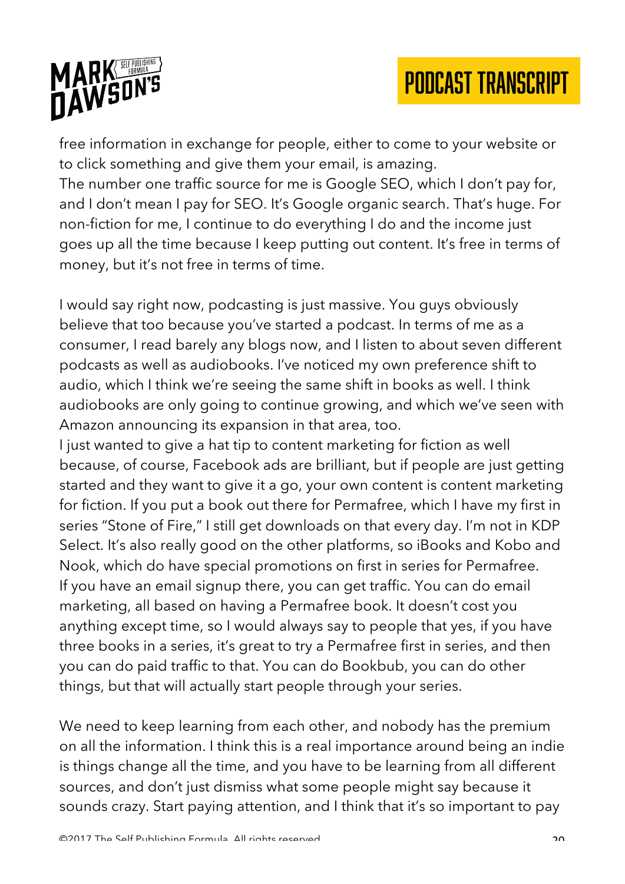free information in exchange for people, either to come to your website or to click something and give them your email, is amazing.
The number one traffic source for me is Google SEO, which I don't pay for, and I don't mean I pay for SEO. It's Google organic search. That's huge. For non-fiction for me, I continue to do everything I do and the income just goes up all the time because I keep putting out content. It's free in terms of money, but it's not free in terms of time.

I would say right now, podcasting is just massive. You guys obviously believe that too because you've started a podcast. In terms of me as a consumer, I read barely any blogs now, and I listen to about seven different podcasts as well as audiobooks. I've noticed my own preference shift to audio, which I think we're seeing the same shift in books as well. I think audiobooks are only going to continue growing, and which we've seen with Amazon announcing its expansion in that area, too.
I just wanted to give a hat tip to content marketing for fiction as well because, of course, Facebook ads are brilliant, but if people are just getting started and they want to give it a go, your own content is content marketing for fiction. If you put a book out there for Permafree, which I have my first in series "Stone of Fire," I still get downloads on that every day. I'm not in KDP Select. It's also really good on the other platforms, so iBooks and Kobo and Nook, which do have special promotions on first in series for Permafree. If you have an email signup there, you can get traffic. You can do email marketing, all based on having a Permafree book. It doesn't cost you anything except time, so I would always say to people that yes, if you have three books in a series, it's great to try a Permafree first in series, and then you can do paid traffic to that. You can do Bookbub, you can do other things, but that will actually start people through your series.

We need to keep learning from each other, and nobody has the premium on all the information. I think this is a real importance around being an indie is things change all the time, and you have to be learning from all different sources, and don't just dismiss what some people might say because it sounds crazy. Start paying attention, and I think that it's so important to pay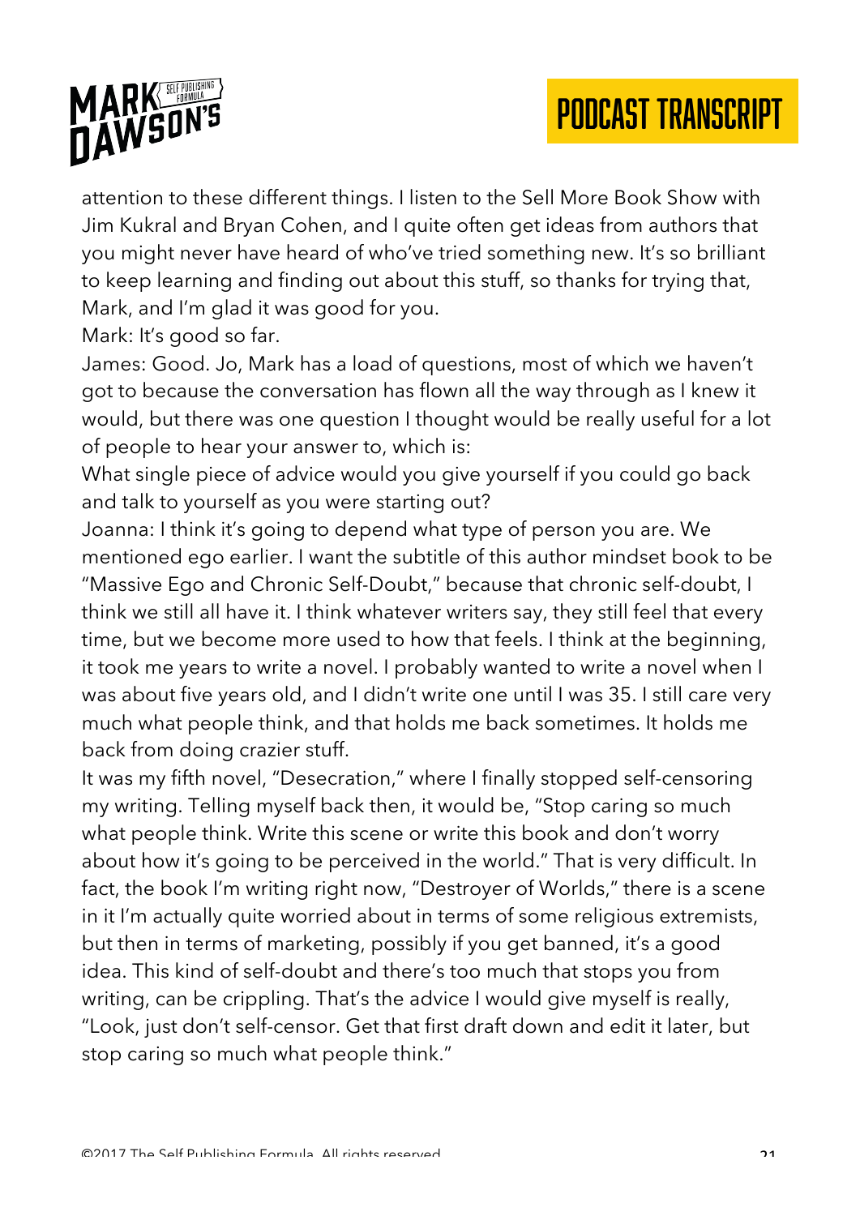attention to these different things. I listen to the Sell More Book Show with Jim Kukral and Bryan Cohen, and I quite often get ideas from authors that you might never have heard of who've tried something new. It's so brilliant to keep learning and finding out about this stuff, so thanks for trying that, Mark, and I'm glad it was good for you.

Mark: It's good so far.

James: Good. Jo, Mark has a load of questions, most of which we haven't got to because the conversation has flown all the way through as I knew it would, but there was one question I thought would be really useful for a lot of people to hear your answer to, which is:

What single piece of advice would you give yourself if you could go back and talk to yourself as you were starting out?

Joanna: I think it's going to depend what type of person you are. We mentioned ego earlier. I want the subtitle of this author mindset book to be "Massive Ego and Chronic Self-Doubt," because that chronic self-doubt, I think we still all have it. I think whatever writers say, they still feel that every time, but we become more used to how that feels. I think at the beginning, it took me years to write a novel. I probably wanted to write a novel when I was about five years old, and I didn't write one until I was 35. I still care very much what people think, and that holds me back sometimes. It holds me back from doing crazier stuff.

It was my fifth novel, "Desecration," where I finally stopped self-censoring my writing. Telling myself back then, it would be, "Stop caring so much what people think. Write this scene or write this book and don't worry about how it's going to be perceived in the world." That is very difficult. In fact, the book I'm writing right now, "Destroyer of Worlds," there is a scene in it I'm actually quite worried about in terms of some religious extremists, but then in terms of marketing, possibly if you get banned, it's a good idea. This kind of self-doubt and there's too much that stops you from writing, can be crippling. That's the advice I would give myself is really, "Look, just don't self-censor. Get that first draft down and edit it later, but stop caring so much what people think."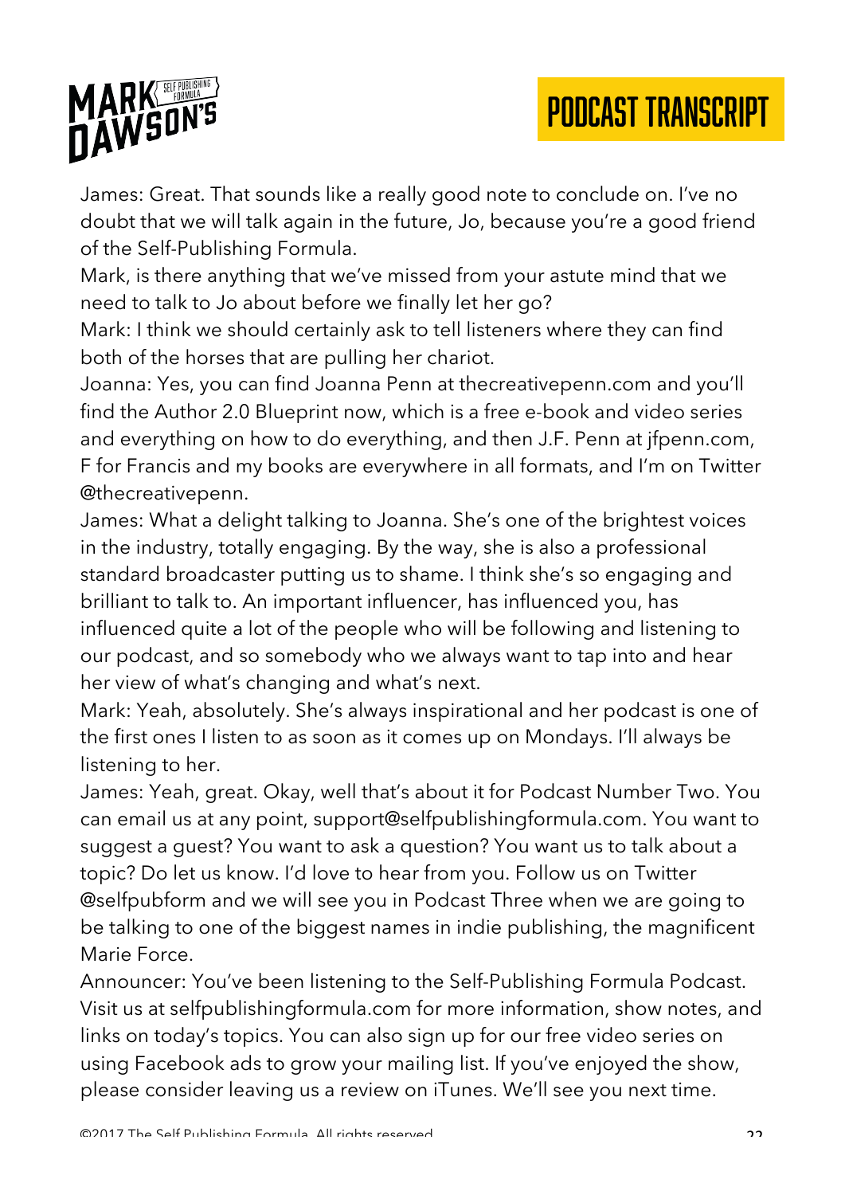James: Great. That sounds like a really good note to conclude on. I've no doubt that we will talk again in the future, Jo, because you're a good friend of the Self-Publishing Formula.

Mark, is there anything that we've missed from your astute mind that we need to talk to Jo about before we finally let her go?

Mark: I think we should certainly ask to tell listeners where they can find both of the horses that are pulling her chariot.

Joanna: Yes, you can find Joanna Penn at thecreativepenn.com and you'll find the Author 2.0 Blueprint now, which is a free e-book and video series and everything on how to do everything, and then J.F. Penn at jfpenn.com, F for Francis and my books are everywhere in all formats, and I'm on Twitter @thecreativepenn.

James: What a delight talking to Joanna. She's one of the brightest voices in the industry, totally engaging. By the way, she is also a professional standard broadcaster putting us to shame. I think she's so engaging and brilliant to talk to. An important influencer, has influenced you, has influenced quite a lot of the people who will be following and listening to our podcast, and so somebody who we always want to tap into and hear her view of what's changing and what's next.

Mark: Yeah, absolutely. She's always inspirational and her podcast is one of the first ones I listen to as soon as it comes up on Mondays. I'll always be listening to her.

James: Yeah, great. Okay, well that's about it for Podcast Number Two. You can email us at any point, support@selfpublishingformula.com. You want to suggest a guest? You want to ask a question? You want us to talk about a topic? Do let us know. I'd love to hear from you. Follow us on Twitter @selfpubform and we will see you in Podcast Three when we are going to be talking to one of the biggest names in indie publishing, the magnificent Marie Force.

Announcer: You've been listening to the Self-Publishing Formula Podcast. Visit us at selfpublishingformula.com for more information, show notes, and links on today's topics. You can also sign up for our free video series on using Facebook ads to grow your mailing list. If you've enjoyed the show, please consider leaving us a review on iTunes. We'll see you next time.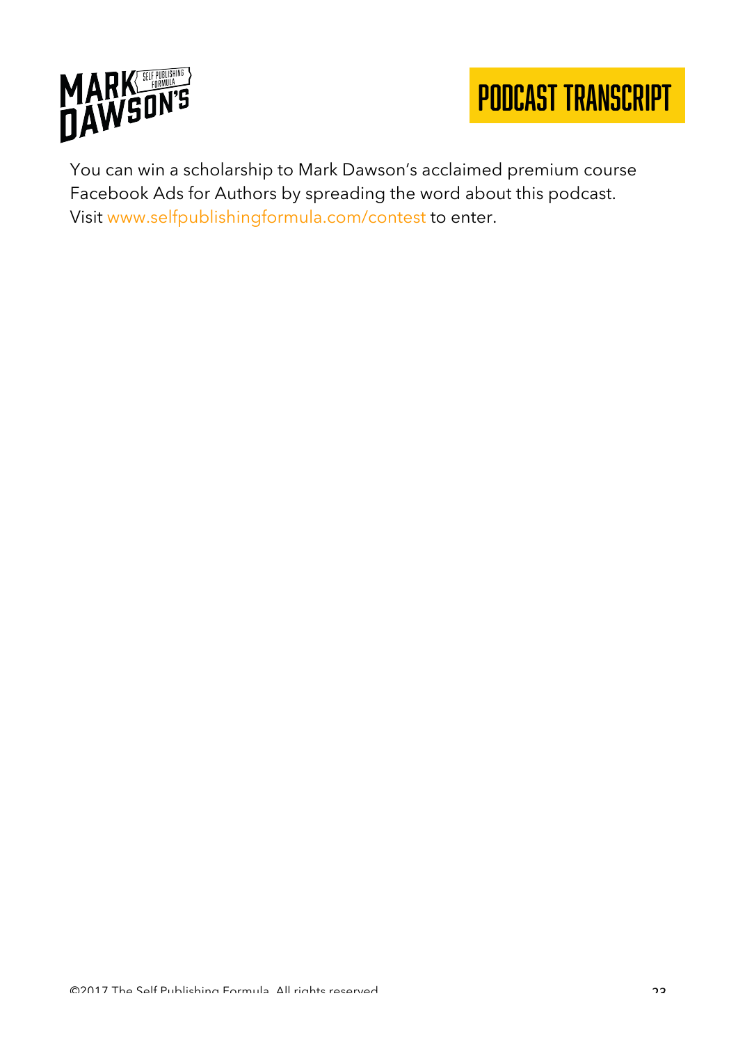You can win a scholarship to Mark Dawson's acclaimed premium course Facebook Ads for Authors by spreading the word about this podcast. Visit www.selfpublishingformula.com/contest to enter.